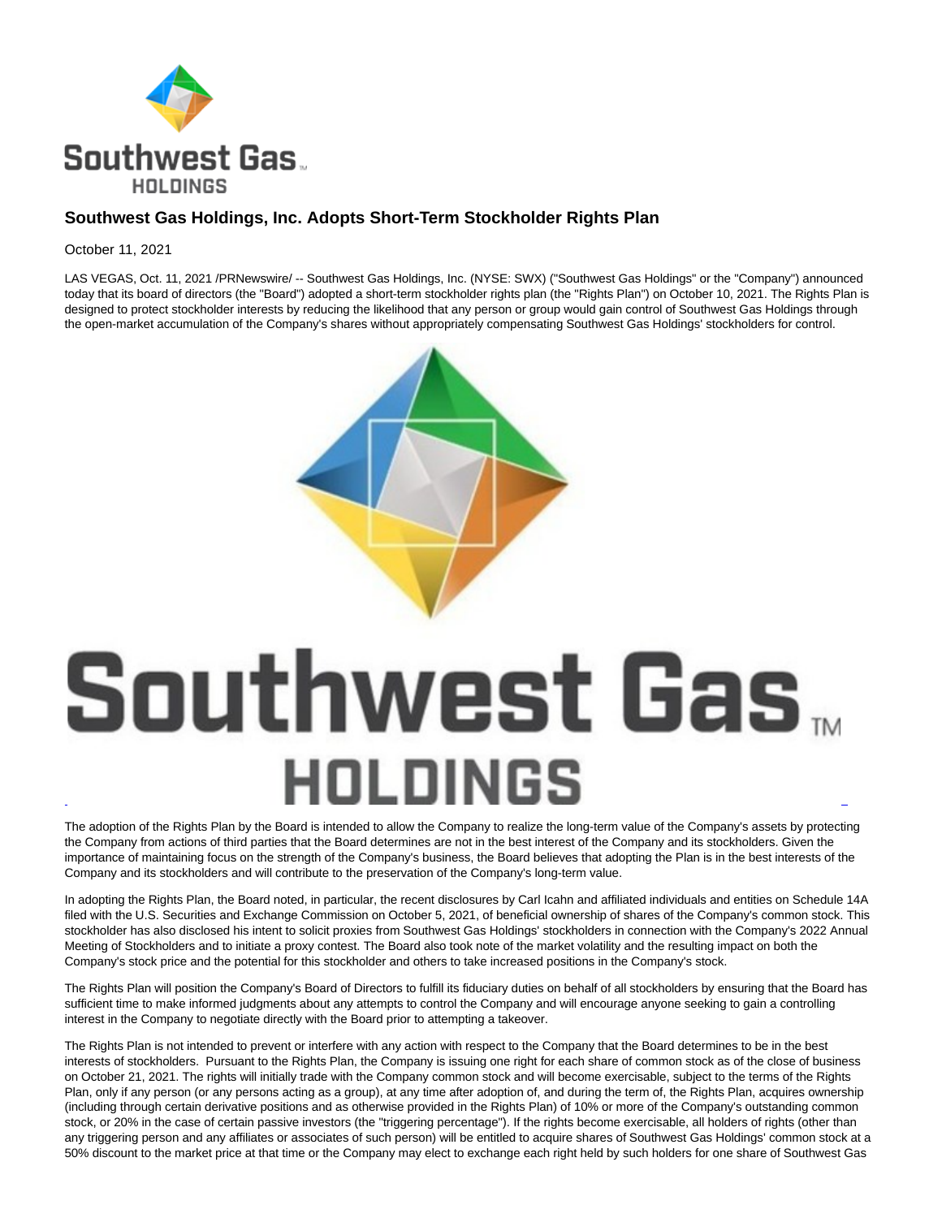# Southwest Gas Holdings, Inc. Adopts Short-Term Stockholder Rights Plan

October 11, 2021

LAS VEGAS, Oct. 11, 2021 /PRNewswire/ -- Southwest Gas Holdings, Inc. (NYSE: SWX) ("Southwest Gas Holdings" or the "Company") announced today that its board of directors (the "Board") adopted a short-term stockholder rights plan (the "Rights Plan") on October 10, 2021. The Rights Plan is designed to protect stockholder interests by reducing the likelihood that any person or group would gain control of Southwest Gas Holdings through the open-market accumulation of the Company's shares without appropriately compensating Southwest Gas Holdings' stockholders for control.

The adoption of the Rights Plan by the Board is intended to allow the Company to realize the long-term value of the Company's assets by protecting the Company from actions of third parties that the Board determines are not in the best interest of the Company and its stockholders. Given the importance of maintaining focus on the strength of the Company's business, the Board believes that adopting the Plan is in the best interests of the Company and its stockholders and will contribute to the preservation of the Company's long-term value.

In adopting the Rights Plan, the Board noted, in particular, the recent disclosures by Carl Icahn and affiliated individuals and entities on Schedule 14A filed with the U.S. Securities and Exchange Commission on October 5, 2021, of beneficial ownership of shares of the Company's common stock. This stockholder has also disclosed his intent to solicit proxies from Southwest Gas Holdings' stockholders in connection with the Company's 2022 Annual Meeting of Stockholders and to initiate a proxy contest. The Board also took note of the market volatility and the resulting impact on both the Company's stock price and the potential for this stockholder and others to take increased positions in the Company's stock.

The Rights Plan will position the Company's Board of Directors to fulfill its fiduciary duties on behalf of all stockholders by ensuring that the Board has sufficient time to make informed judgments about any attempts to control the Company and will encourage anyone seeking to gain a controlling interest in the Company to negotiate directly with the Board prior to attempting a takeover.

The Rights Plan is not intended to prevent or interfere with any action with respect to the Company that the Board determines to be in the best interests of stockholders. Pursuant to the Rights Plan, the Company is issuing one right for each share of common stock as of the close of business on October 21, 2021. The rights will initially trade with the Company common stock and will become exercisable, subject to the terms of the Rights Plan, only if any person (or any persons acting as a group), at any time after adoption of, and during the term of, the Rights Plan, acquires ownership (including through certain derivative positions and as otherwise provided in the Rights Plan) of 10% or more of the Company's outstanding common stock, or 20% in the case of certain passive investors (the "triggering percentage"). If the rights become exercisable, all holders of rights (other than any triggering person and any affiliates or associates of such person) will be entitled to acquire shares of Southwest Gas Holdings' common stock at a 50% discount to the market price at that time or the Company may elect to exchange each right held by such holders for one share of Southwest Gas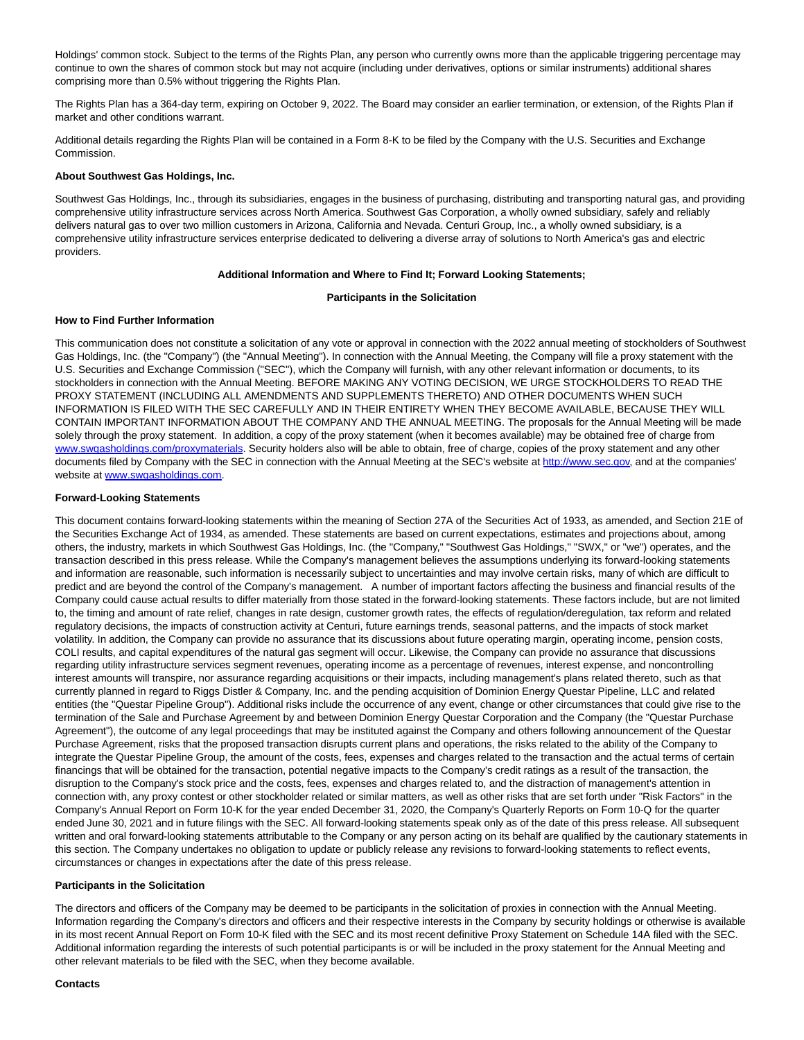Holdings' common stock. Subject to the terms of the Rights Plan, any person who currently owns more than the applicable triggering percentage may continue to own the shares of common stock but may not acquire (including under derivatives, options or similar instruments) additional shares comprising more than 0.5% without triggering the Rights Plan.

The Rights Plan has a 364-day term, expiring on October 9, 2022. The Board may consider an earlier termination, or extension, of the Rights Plan if market and other conditions warrant.

Additional details regarding the Rights Plan will be contained in a Form 8-K to be filed by the Company with the U.S. Securities and Exchange Commission.

**About Southwest Gas Holdings, Inc.**

Southwest Gas Holdings, Inc., through its subsidiaries, engages in the business of purchasing, distributing and transporting natural gas, and providing comprehensive utility infrastructure services across North America. Southwest Gas Corporation, a wholly owned subsidiary, safely and reliably delivers natural gas to over two million customers in Arizona, California and Nevada. Centuri Group, Inc., a wholly owned subsidiary, is a comprehensive utility infrastructure services enterprise dedicated to delivering a diverse array of solutions to North America's gas and electric providers.

**Additional Information and Where to Find It; Forward Looking Statements;**

**Participants in the Solicitation**

**How to Find Further Information**

This communication does not constitute a solicitation of any vote or approval in connection with the 2022 annual meeting of stockholders of Southwest Gas Holdings, Inc. (the "Company") (the "Annual Meeting"). In connection with the Annual Meeting, the Company will file a proxy statement with the U.S. Securities and Exchange Commission ("SEC"), which the Company will furnish, with any other relevant information or documents, to its stockholders in connection with the Annual Meeting. BEFORE MAKING ANY VOTING DECISION, WE URGE STOCKHOLDERS TO READ THE PROXY STATEMENT (INCLUDING ALL AMENDMENTS AND SUPPLEMENTS THERETO) AND OTHER DOCUMENTS WHEN SUCH INFORMATION IS FILED WITH THE SEC CAREFULLY AND IN THEIR ENTIRETY WHEN THEY BECOME AVAILABLE, BECAUSE THEY WILL CONTAIN IMPORTANT INFORMATION ABOUT THE COMPANY AND THE ANNUAL MEETING. The proposals for the Annual Meeting will be made solely through the proxy statement. In addition, a copy of the proxy statement (when it becomes available) may be obtained free of charge from www.swgasholdings.com/proxymaterials. Security holders also will be able to obtain, free of charge, copies of the proxy statement and any other documents filed by Company with the SEC in connection with the Annual Meeting at the SEC's website at http://www.sec.gov, and at the companies' website at www.swgasholdings.com.

**Forward-Looking Statements**

This document contains forward-looking statements within the meaning of Section 27A of the Securities Act of 1933, as amended, and Section 21E of the Securities Exchange Act of 1934, as amended. These statements are based on current expectations, estimates and projections about, among others, the industry, markets in which Southwest Gas Holdings, Inc. (the "Company," "Southwest Gas Holdings," "SWX," or "we") operates, and the transaction described in this press release. While the Company's management believes the assumptions underlying its forward-looking statements and information are reasonable, such information is necessarily subject to uncertainties and may involve certain risks, many of which are difficult to predict and are beyond the control of the Company's management. A number of important factors affecting the business and financial results of the Company could cause actual results to differ materially from those stated in the forward-looking statements. These factors include, but are not limited to, the timing and amount of rate relief, changes in rate design, customer growth rates, the effects of regulation/deregulation, tax reform and related regulatory decisions, the impacts of construction activity at Centuri, future earnings trends, seasonal patterns, and the impacts of stock market volatility. In addition, the Company can provide no assurance that its discussions about future operating margin, operating income, pension costs, COLI results, and capital expenditures of the natural gas segment will occur. Likewise, the Company can provide no assurance that discussions regarding utility infrastructure services segment revenues, operating income as a percentage of revenues, interest expense, and noncontrolling interest amounts will transpire, nor assurance regarding acquisitions or their impacts, including management's plans related thereto, such as that currently planned in regard to Riggs Distler & Company, Inc. and the pending acquisition of Dominion Energy Questar Pipeline, LLC and related entities (the "Questar Pipeline Group"). Additional risks include the occurrence of any event, change or other circumstances that could give rise to the termination of the Sale and Purchase Agreement by and between Dominion Energy Questar Corporation and the Company (the "Questar Purchase Agreement"), the outcome of any legal proceedings that may be instituted against the Company and others following announcement of the Questar Purchase Agreement, risks that the proposed transaction disrupts current plans and operations, the risks related to the ability of the Company to integrate the Questar Pipeline Group, the amount of the costs, fees, expenses and charges related to the transaction and the actual terms of certain financings that will be obtained for the transaction, potential negative impacts to the Company's credit ratings as a result of the transaction, the disruption to the Company's stock price and the costs, fees, expenses and charges related to, and the distraction of management's attention in connection with, any proxy contest or other stockholder related or similar matters, as well as other risks that are set forth under "Risk Factors" in the Company's Annual Report on Form 10-K for the year ended December 31, 2020, the Company's Quarterly Reports on Form 10-Q for the quarter ended June 30, 2021 and in future filings with the SEC. All forward-looking statements speak only as of the date of this press release. All subsequent written and oral forward-looking statements attributable to the Company or any person acting on its behalf are qualified by the cautionary statements in this section. The Company undertakes no obligation to update or publicly release any revisions to forward-looking statements to reflect events, circumstances or changes in expectations after the date of this press release.

**Participants in the Solicitation**

The directors and officers of the Company may be deemed to be participants in the solicitation of proxies in connection with the Annual Meeting. Information regarding the Company's directors and officers and their respective interests in the Company by security holdings or otherwise is available in its most recent Annual Report on Form 10-K filed with the SEC and its most recent definitive Proxy Statement on Schedule 14A filed with the SEC. Additional information regarding the interests of such potential participants is or will be included in the proxy statement for the Annual Meeting and other relevant materials to be filed with the SEC, when they become available.

**Contacts**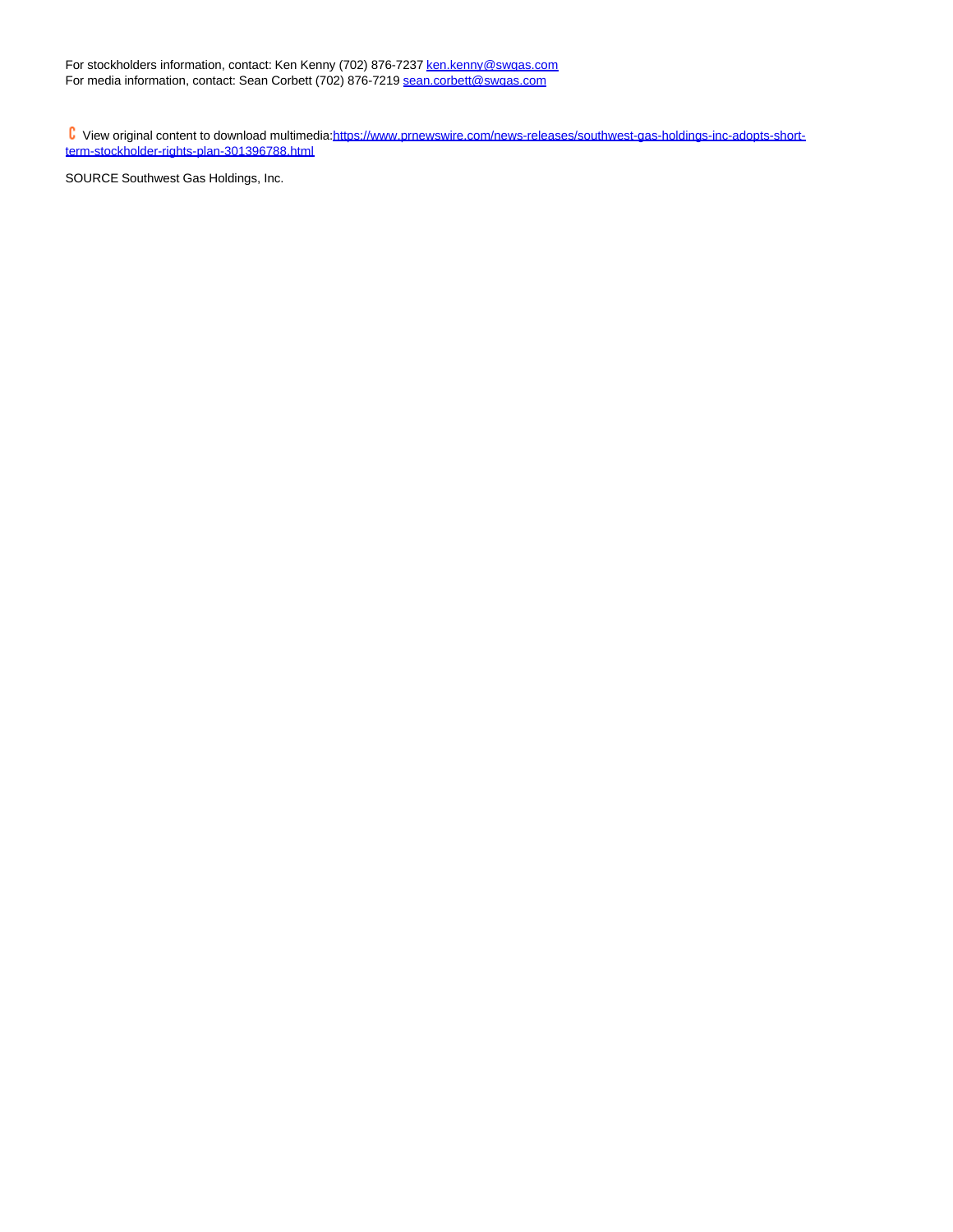For stockholders information, contact: Ken Kenny (702) 876-7237 ken.kenny@swgas.com
For media information, contact: Sean Corbett (702) 876-7219 sean.corbett@swgas.com

View original content to download multimedia:https://www.prnewswire.com/news-releases/southwest-gas-holdings-inc-adopts-short-term-stockholder-rights-plan-301396788.html

SOURCE Southwest Gas Holdings, Inc.